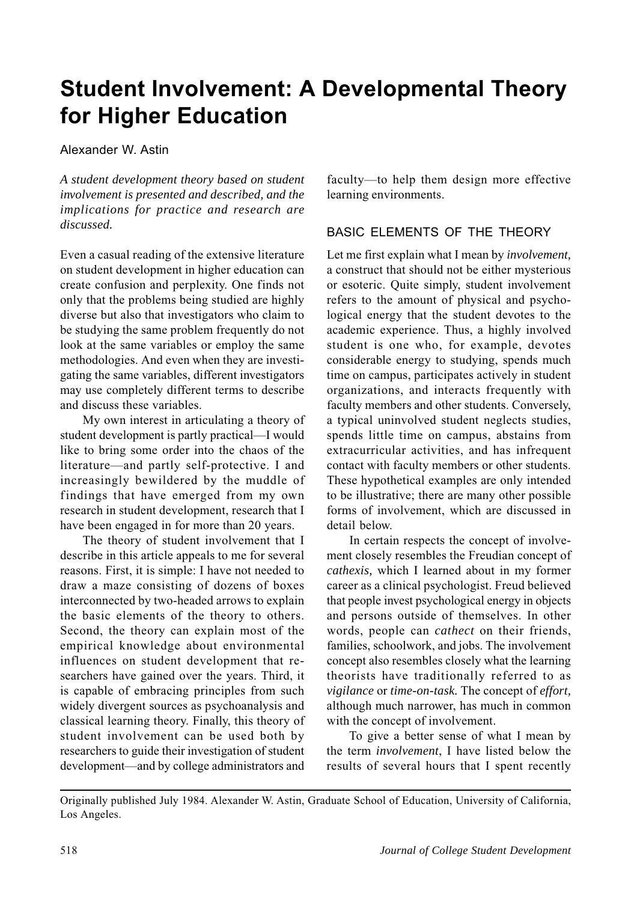# Student Involvement: A Developmental Theory for Higher Education

Alexander W. Astin

*A student development theory based on student involvement is presented and described, and the implications for practice and research are discussed.*

Even a casual reading of the extensive literature on student development in higher education can create confusion and perplexity. One finds not only that the problems being studied are highly diverse but also that investigators who claim to be studying the same problem frequently do not look at the same variables or employ the same methodologies. And even when they are investigating the same variables, different investigators may use completely different terms to describe and discuss these variables.

My own interest in articulating a theory of student development is partly practical—I would like to bring some order into the chaos of the literature—and partly self-protective. I and increasingly bewildered by the muddle of findings that have emerged from my own research in student development, research that I have been engaged in for more than 20 years.

The theory of student involvement that I describe in this article appeals to me for several reasons. First, it is simple: I have not needed to draw a maze consisting of dozens of boxes interconnected by two-headed arrows to explain the basic elements of the theory to others. Second, the theory can explain most of the empirical knowledge about environmental influences on student development that researchers have gained over the years. Third, it is capable of embracing principles from such widely divergent sources as psychoanalysis and classical learning theory. Finally, this theory of student involvement can be used both by researchers to guide their investigation of student development—and by college administrators and faculty—to help them design more effective learning environments.

## BASIC ELEMENTS OF THE THEORY

Let me first explain what I mean by *involvement,* a construct that should not be either mysterious or esoteric. Quite simply, student involvement refers to the amount of physical and psychological energy that the student devotes to the academic experience. Thus, a highly involved student is one who, for example, devotes considerable energy to studying, spends much time on campus, participates actively in student organizations, and interacts frequently with faculty members and other students. Conversely, a typical uninvolved student neglects studies, spends little time on campus, abstains from extracurricular activities, and has infrequent contact with faculty members or other students. These hypothetical examples are only intended to be illustrative; there are many other possible forms of involvement, which are discussed in detail below.

In certain respects the concept of involvement closely resembles the Freudian concept of *cathexis,* which I learned about in my former career as a clinical psychologist. Freud believed that people invest psychological energy in objects and persons outside of themselves. In other words, people can *cathect* on their friends, families, schoolwork, and jobs. The involvement concept also resembles closely what the learning theorists have traditionally referred to as *vigilance* or *time-on-task.* The concept of *effort,* although much narrower, has much in common with the concept of involvement.

To give a better sense of what I mean by the term *involvement*, I have listed below the results of several hours that I spent recently

Originally published July 1984. Alexander W. Astin, Graduate School of Education, University of California, Los Angeles.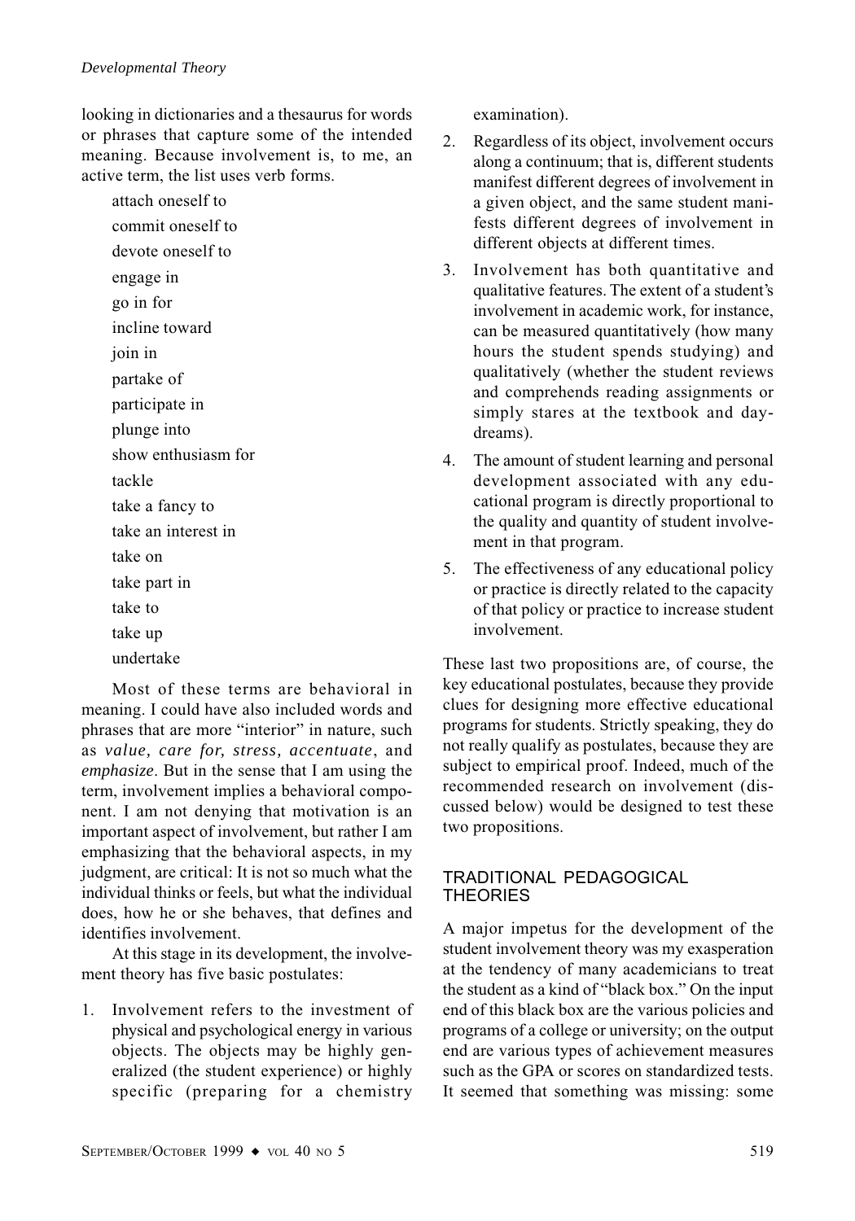looking in dictionaries and a thesaurus for words or phrases that capture some of the intended meaning. Because involvement is, to me, an active term, the list uses verb forms.

attach oneself to
commit oneself to
devote oneself to
engage in
go in for
incline toward
join in
partake of
participate in
plunge into
show enthusiasm for
tackle
take a fancy to
take an interest in
take on
take part in
take to
take up
undertake

Most of these terms are behavioral in meaning. I could have also included words and phrases that are more "interior" in nature, such as *value, care for, stress, accentuate*, and *emphasize*. But in the sense that I am using the term, involvement implies a behavioral component. I am not denying that motivation is an important aspect of involvement, but rather I am emphasizing that the behavioral aspects, in my judgment, are critical: It is not so much what the individual thinks or feels, but what the individual does, how he or she behaves, that defines and identifies involvement.

At this stage in its development, the involvement theory has five basic postulates:

1. Involvement refers to the investment of physical and psychological energy in various objects. The objects may be highly generalized (the student experience) or highly specific (preparing for a chemistry examination).
2. Regardless of its object, involvement occurs along a continuum; that is, different students manifest different degrees of involvement in a given object, and the same student manifests different degrees of involvement in different objects at different times.
3. Involvement has both quantitative and qualitative features. The extent of a student's involvement in academic work, for instance, can be measured quantitatively (how many hours the student spends studying) and qualitatively (whether the student reviews and comprehends reading assignments or simply stares at the textbook and daydreams).
4. The amount of student learning and personal development associated with any educational program is directly proportional to the quality and quantity of student involvement in that program.
5. The effectiveness of any educational policy or practice is directly related to the capacity of that policy or practice to increase student involvement.

These last two propositions are, of course, the key educational postulates, because they provide clues for designing more effective educational programs for students. Strictly speaking, they do not really qualify as postulates, because they are subject to empirical proof. Indeed, much of the recommended research on involvement (discussed below) would be designed to test these two propositions.

## TRADITIONAL PEDAGOGICAL THEORIES

A major impetus for the development of the student involvement theory was my exasperation at the tendency of many academicians to treat the student as a kind of "black box." On the input end of this black box are the various policies and programs of a college or university; on the output end are various types of achievement measures such as the GPA or scores on standardized tests. It seemed that something was missing: some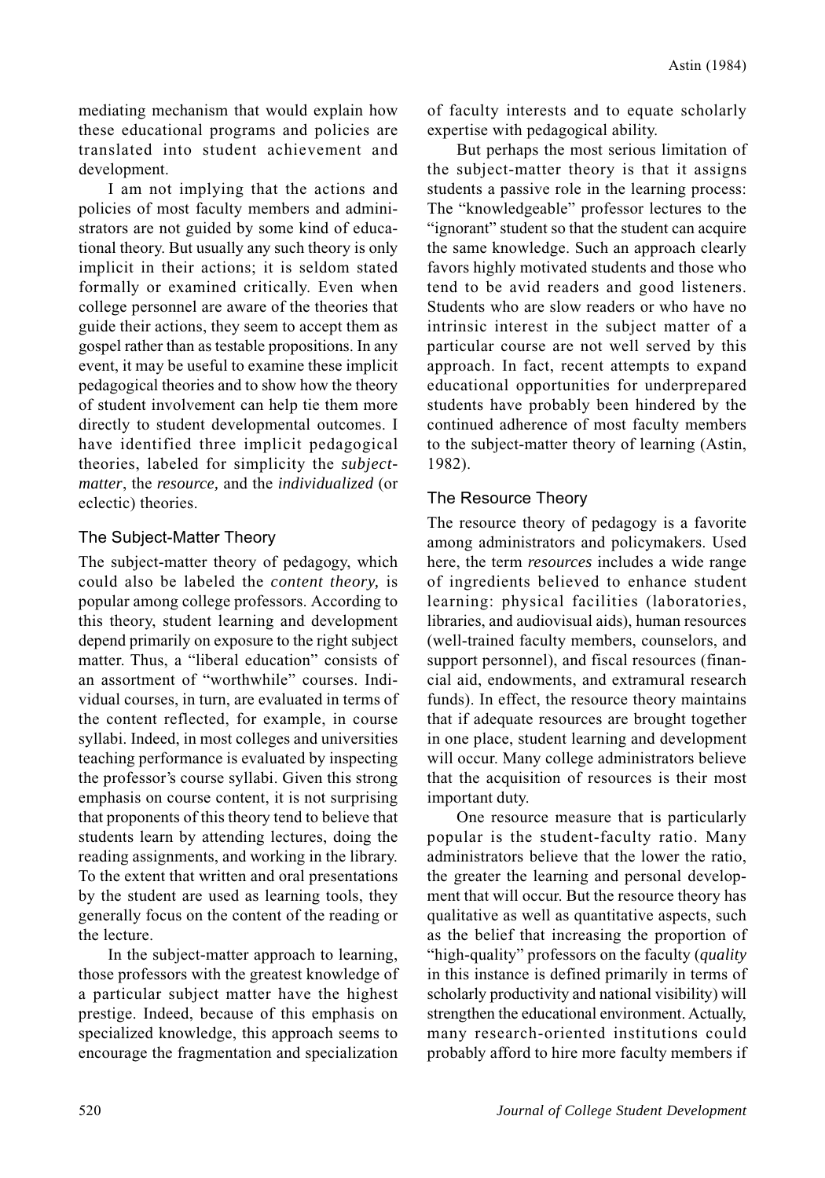mediating mechanism that would explain how these educational programs and policies are translated into student achievement and development.

I am not implying that the actions and policies of most faculty members and administrators are not guided by some kind of educational theory. But usually any such theory is only implicit in their actions; it is seldom stated formally or examined critically. Even when college personnel are aware of the theories that guide their actions, they seem to accept them as gospel rather than as testable propositions. In any event, it may be useful to examine these implicit pedagogical theories and to show how the theory of student involvement can help tie them more directly to student developmental outcomes. I have identified three implicit pedagogical theories, labeled for simplicity the *subject-matter*, the *resource,* and the *individualized* (or eclectic) theories.

### The Subject-Matter Theory

The subject-matter theory of pedagogy, which could also be labeled the *content theory,* is popular among college professors. According to this theory, student learning and development depend primarily on exposure to the right subject matter. Thus, a "liberal education" consists of an assortment of "worthwhile" courses. Individual courses, in turn, are evaluated in terms of the content reflected, for example, in course syllabi. Indeed, in most colleges and universities teaching performance is evaluated by inspecting the professor's course syllabi. Given this strong emphasis on course content, it is not surprising that proponents of this theory tend to believe that students learn by attending lectures, doing the reading assignments, and working in the library. To the extent that written and oral presentations by the student are used as learning tools, they generally focus on the content of the reading or the lecture.

In the subject-matter approach to learning, those professors with the greatest knowledge of a particular subject matter have the highest prestige. Indeed, because of this emphasis on specialized knowledge, this approach seems to encourage the fragmentation and specialization of faculty interests and to equate scholarly expertise with pedagogical ability.

But perhaps the most serious limitation of the subject-matter theory is that it assigns students a passive role in the learning process: The "knowledgeable" professor lectures to the "ignorant" student so that the student can acquire the same knowledge. Such an approach clearly favors highly motivated students and those who tend to be avid readers and good listeners. Students who are slow readers or who have no intrinsic interest in the subject matter of a particular course are not well served by this approach. In fact, recent attempts to expand educational opportunities for underprepared students have probably been hindered by the continued adherence of most faculty members to the subject-matter theory of learning (Astin, 1982).

### The Resource Theory

The resource theory of pedagogy is a favorite among administrators and policymakers. Used here, the term *resources* includes a wide range of ingredients believed to enhance student learning: physical facilities (laboratories, libraries, and audiovisual aids), human resources (well-trained faculty members, counselors, and support personnel), and fiscal resources (financial aid, endowments, and extramural research funds). In effect, the resource theory maintains that if adequate resources are brought together in one place, student learning and development will occur. Many college administrators believe that the acquisition of resources is their most important duty.

One resource measure that is particularly popular is the student-faculty ratio. Many administrators believe that the lower the ratio, the greater the learning and personal development that will occur. But the resource theory has qualitative as well as quantitative aspects, such as the belief that increasing the proportion of "high-quality" professors on the faculty (*quality* in this instance is defined primarily in terms of scholarly productivity and national visibility) will strengthen the educational environment. Actually, many research-oriented institutions could probably afford to hire more faculty members if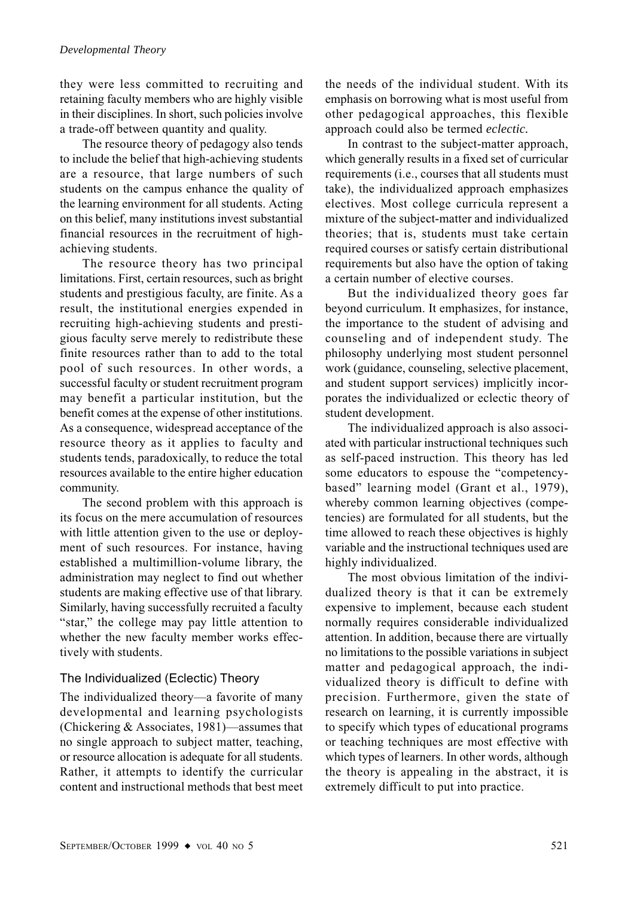they were less committed to recruiting and retaining faculty members who are highly visible in their disciplines. In short, such policies involve a trade-off between quantity and quality.

The resource theory of pedagogy also tends to include the belief that high-achieving students are a resource, that large numbers of such students on the campus enhance the quality of the learning environment for all students. Acting on this belief, many institutions invest substantial financial resources in the recruitment of high-achieving students.

The resource theory has two principal limitations. First, certain resources, such as bright students and prestigious faculty, are finite. As a result, the institutional energies expended in recruiting high-achieving students and prestigious faculty serve merely to redistribute these finite resources rather than to add to the total pool of such resources. In other words, a successful faculty or student recruitment program may benefit a particular institution, but the benefit comes at the expense of other institutions. As a consequence, widespread acceptance of the resource theory as it applies to faculty and students tends, paradoxically, to reduce the total resources available to the entire higher education community.

The second problem with this approach is its focus on the mere accumulation of resources with little attention given to the use or deployment of such resources. For instance, having established a multimillion-volume library, the administration may neglect to find out whether students are making effective use of that library. Similarly, having successfully recruited a faculty "star," the college may pay little attention to whether the new faculty member works effectively with students.

### The Individualized (Eclectic) Theory

The individualized theory—a favorite of many developmental and learning psychologists (Chickering & Associates, 1981)—assumes that no single approach to subject matter, teaching, or resource allocation is adequate for all students. Rather, it attempts to identify the curricular content and instructional methods that best meet the needs of the individual student. With its emphasis on borrowing what is most useful from other pedagogical approaches, this flexible approach could also be termed *eclectic*.

In contrast to the subject-matter approach, which generally results in a fixed set of curricular requirements (i.e., courses that all students must take), the individualized approach emphasizes electives. Most college curricula represent a mixture of the subject-matter and individualized theories; that is, students must take certain required courses or satisfy certain distributional requirements but also have the option of taking a certain number of elective courses.

But the individualized theory goes far beyond curriculum. It emphasizes, for instance, the importance to the student of advising and counseling and of independent study. The philosophy underlying most student personnel work (guidance, counseling, selective placement, and student support services) implicitly incorporates the individualized or eclectic theory of student development.

The individualized approach is also associated with particular instructional techniques such as self-paced instruction. This theory has led some educators to espouse the "competency-based" learning model (Grant et al., 1979), whereby common learning objectives (competencies) are formulated for all students, but the time allowed to reach these objectives is highly variable and the instructional techniques used are highly individualized.

The most obvious limitation of the individualized theory is that it can be extremely expensive to implement, because each student normally requires considerable individualized attention. In addition, because there are virtually no limitations to the possible variations in subject matter and pedagogical approach, the individualized theory is difficult to define with precision. Furthermore, given the state of research on learning, it is currently impossible to specify which types of educational programs or teaching techniques are most effective with which types of learners. In other words, although the theory is appealing in the abstract, it is extremely difficult to put into practice.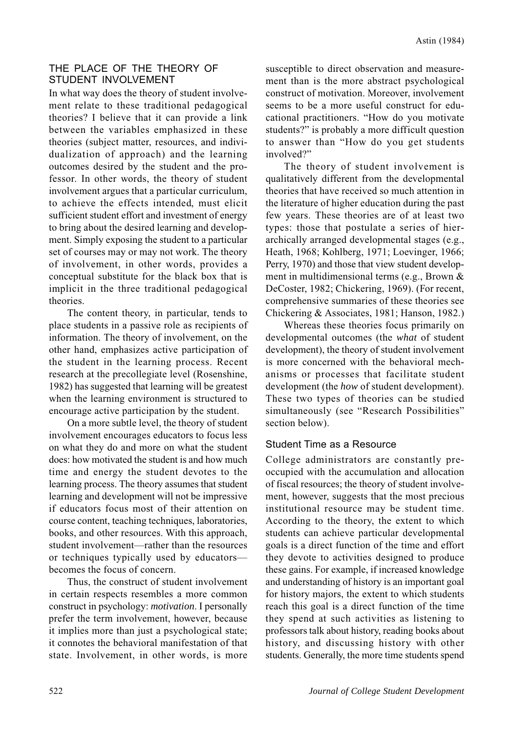## THE PLACE OF THE THEORY OF STUDENT INVOLVEMENT

In what way does the theory of student involvement relate to these traditional pedagogical theories? I believe that it can provide a link between the variables emphasized in these theories (subject matter, resources, and individualization of approach) and the learning outcomes desired by the student and the professor. In other words, the theory of student involvement argues that a particular curriculum, to achieve the effects intended, must elicit sufficient student effort and investment of energy to bring about the desired learning and development. Simply exposing the student to a particular set of courses may or may not work. The theory of involvement, in other words, provides a conceptual substitute for the black box that is implicit in the three traditional pedagogical theories.

The content theory, in particular, tends to place students in a passive role as recipients of information. The theory of involvement, on the other hand, emphasizes active participation of the student in the learning process. Recent research at the precollegiate level (Rosenshine, 1982) has suggested that learning will be greatest when the learning environment is structured to encourage active participation by the student.

On a more subtle level, the theory of student involvement encourages educators to focus less on what they do and more on what the student does: how motivated the student is and how much time and energy the student devotes to the learning process. The theory assumes that student learning and development will not be impressive if educators focus most of their attention on course content, teaching techniques, laboratories, books, and other resources. With this approach, student involvement—rather than the resources or techniques typically used by educators—becomes the focus of concern.

Thus, the construct of student involvement in certain respects resembles a more common construct in psychology: *motivation*. I personally prefer the term involvement, however, because it implies more than just a psychological state; it connotes the behavioral manifestation of that state. Involvement, in other words, is more susceptible to direct observation and measurement than is the more abstract psychological construct of motivation. Moreover, involvement seems to be a more useful construct for educational practitioners. "How do you motivate students?" is probably a more difficult question to answer than "How do you get students involved?"

The theory of student involvement is qualitatively different from the developmental theories that have received so much attention in the literature of higher education during the past few years. These theories are of at least two types: those that postulate a series of hierarchically arranged developmental stages (e.g., Heath, 1968; Kohlberg, 1971; Loevinger, 1966; Perry, 1970) and those that view student development in multidimensional terms (e.g., Brown & DeCoster, 1982; Chickering, 1969). (For recent, comprehensive summaries of these theories see Chickering & Associates, 1981; Hanson, 1982.)

Whereas these theories focus primarily on developmental outcomes (the *what* of student development), the theory of student involvement is more concerned with the behavioral mechanisms or processes that facilitate student development (the *how* of student development). These two types of theories can be studied simultaneously (see "Research Possibilities" section below).

### Student Time as a Resource

College administrators are constantly preoccupied with the accumulation and allocation of fiscal resources; the theory of student involvement, however, suggests that the most precious institutional resource may be student time. According to the theory, the extent to which students can achieve particular developmental goals is a direct function of the time and effort they devote to activities designed to produce these gains. For example, if increased knowledge and understanding of history is an important goal for history majors, the extent to which students reach this goal is a direct function of the time they spend at such activities as listening to professors talk about history, reading books about history, and discussing history with other students. Generally, the more time students spend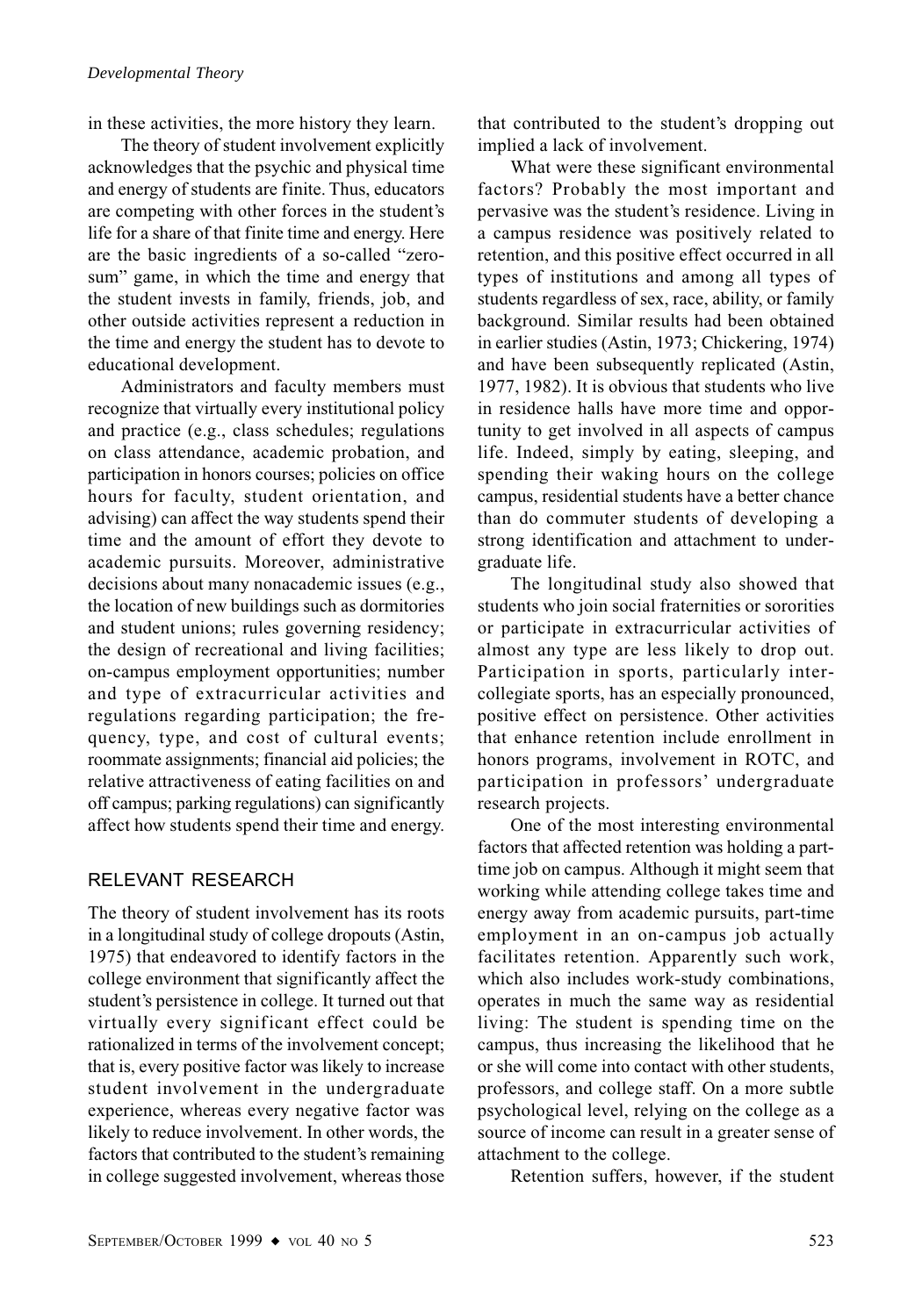in these activities, the more history they learn.

The theory of student involvement explicitly acknowledges that the psychic and physical time and energy of students are finite. Thus, educators are competing with other forces in the student's life for a share of that finite time and energy. Here are the basic ingredients of a so-called "zero-sum" game, in which the time and energy that the student invests in family, friends, job, and other outside activities represent a reduction in the time and energy the student has to devote to educational development.

Administrators and faculty members must recognize that virtually every institutional policy and practice (e.g., class schedules; regulations on class attendance, academic probation, and participation in honors courses; policies on office hours for faculty, student orientation, and advising) can affect the way students spend their time and the amount of effort they devote to academic pursuits. Moreover, administrative decisions about many nonacademic issues (e.g., the location of new buildings such as dormitories and student unions; rules governing residency; the design of recreational and living facilities; on-campus employment opportunities; number and type of extracurricular activities and regulations regarding participation; the frequency, type, and cost of cultural events; roommate assignments; financial aid policies; the relative attractiveness of eating facilities on and off campus; parking regulations) can significantly affect how students spend their time and energy.

## RELEVANT RESEARCH

The theory of student involvement has its roots in a longitudinal study of college dropouts (Astin, 1975) that endeavored to identify factors in the college environment that significantly affect the student's persistence in college. It turned out that virtually every significant effect could be rationalized in terms of the involvement concept; that is, every positive factor was likely to increase student involvement in the undergraduate experience, whereas every negative factor was likely to reduce involvement. In other words, the factors that contributed to the student's remaining in college suggested involvement, whereas those that contributed to the student's dropping out implied a lack of involvement.

What were these significant environmental factors? Probably the most important and pervasive was the student's residence. Living in a campus residence was positively related to retention, and this positive effect occurred in all types of institutions and among all types of students regardless of sex, race, ability, or family background. Similar results had been obtained in earlier studies (Astin, 1973; Chickering, 1974) and have been subsequently replicated (Astin, 1977, 1982). It is obvious that students who live in residence halls have more time and opportunity to get involved in all aspects of campus life. Indeed, simply by eating, sleeping, and spending their waking hours on the college campus, residential students have a better chance than do commuter students of developing a strong identification and attachment to undergraduate life.

The longitudinal study also showed that students who join social fraternities or sororities or participate in extracurricular activities of almost any type are less likely to drop out. Participation in sports, particularly intercollegiate sports, has an especially pronounced, positive effect on persistence. Other activities that enhance retention include enrollment in honors programs, involvement in ROTC, and participation in professors' undergraduate research projects.

One of the most interesting environmental factors that affected retention was holding a part-time job on campus. Although it might seem that working while attending college takes time and energy away from academic pursuits, part-time employment in an on-campus job actually facilitates retention. Apparently such work, which also includes work-study combinations, operates in much the same way as residential living: The student is spending time on the campus, thus increasing the likelihood that he or she will come into contact with other students, professors, and college staff. On a more subtle psychological level, relying on the college as a source of income can result in a greater sense of attachment to the college.

Retention suffers, however, if the student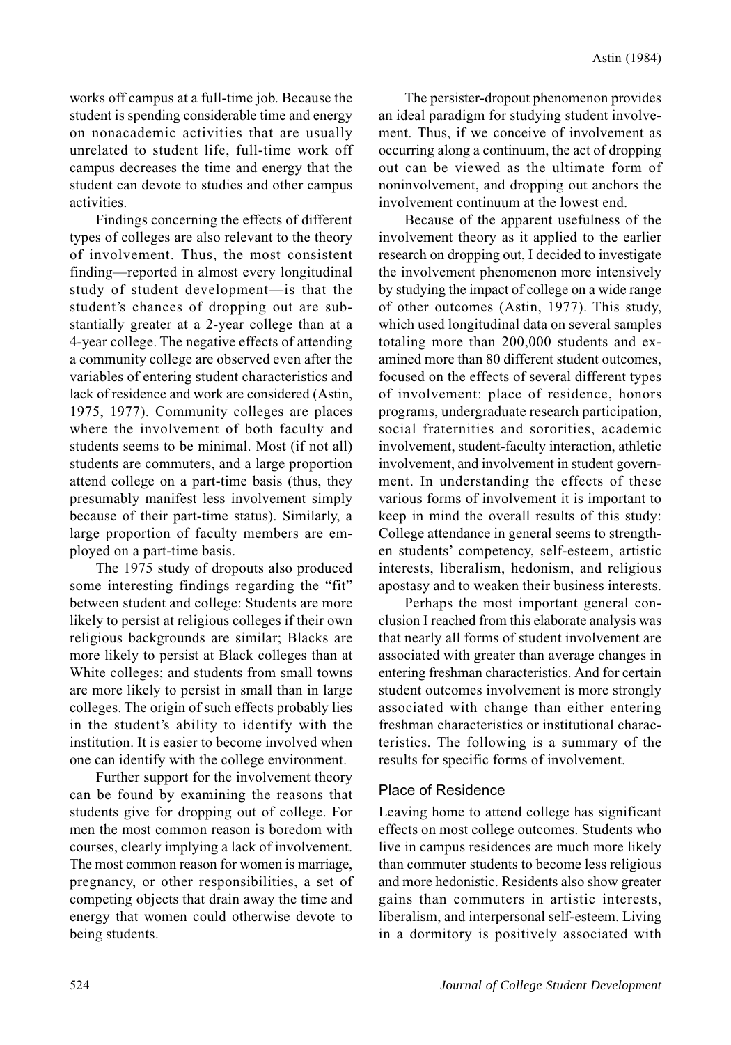works off campus at a full-time job. Because the student is spending considerable time and energy on nonacademic activities that are usually unrelated to student life, full-time work off campus decreases the time and energy that the student can devote to studies and other campus activities.

Findings concerning the effects of different types of colleges are also relevant to the theory of involvement. Thus, the most consistent finding—reported in almost every longitudinal study of student development—is that the student's chances of dropping out are substantially greater at a 2-year college than at a 4-year college. The negative effects of attending a community college are observed even after the variables of entering student characteristics and lack of residence and work are considered (Astin, 1975, 1977). Community colleges are places where the involvement of both faculty and students seems to be minimal. Most (if not all) students are commuters, and a large proportion attend college on a part-time basis (thus, they presumably manifest less involvement simply because of their part-time status). Similarly, a large proportion of faculty members are employed on a part-time basis.

The 1975 study of dropouts also produced some interesting findings regarding the "fit" between student and college: Students are more likely to persist at religious colleges if their own religious backgrounds are similar; Blacks are more likely to persist at Black colleges than at White colleges; and students from small towns are more likely to persist in small than in large colleges. The origin of such effects probably lies in the student's ability to identify with the institution. It is easier to become involved when one can identify with the college environment.

Further support for the involvement theory can be found by examining the reasons that students give for dropping out of college. For men the most common reason is boredom with courses, clearly implying a lack of involvement. The most common reason for women is marriage, pregnancy, or other responsibilities, a set of competing objects that drain away the time and energy that women could otherwise devote to being students.

The persister-dropout phenomenon provides an ideal paradigm for studying student involvement. Thus, if we conceive of involvement as occurring along a continuum, the act of dropping out can be viewed as the ultimate form of noninvolvement, and dropping out anchors the involvement continuum at the lowest end.

Because of the apparent usefulness of the involvement theory as it applied to the earlier research on dropping out, I decided to investigate the involvement phenomenon more intensively by studying the impact of college on a wide range of other outcomes (Astin, 1977). This study, which used longitudinal data on several samples totaling more than 200,000 students and examined more than 80 different student outcomes, focused on the effects of several different types of involvement: place of residence, honors programs, undergraduate research participation, social fraternities and sororities, academic involvement, student-faculty interaction, athletic involvement, and involvement in student government. In understanding the effects of these various forms of involvement it is important to keep in mind the overall results of this study: College attendance in general seems to strengthen students' competency, self-esteem, artistic interests, liberalism, hedonism, and religious apostasy and to weaken their business interests.

Perhaps the most important general conclusion I reached from this elaborate analysis was that nearly all forms of student involvement are associated with greater than average changes in entering freshman characteristics. And for certain student outcomes involvement is more strongly associated with change than either entering freshman characteristics or institutional characteristics. The following is a summary of the results for specific forms of involvement.

### Place of Residence

Leaving home to attend college has significant effects on most college outcomes. Students who live in campus residences are much more likely than commuter students to become less religious and more hedonistic. Residents also show greater gains than commuters in artistic interests, liberalism, and interpersonal self-esteem. Living in a dormitory is positively associated with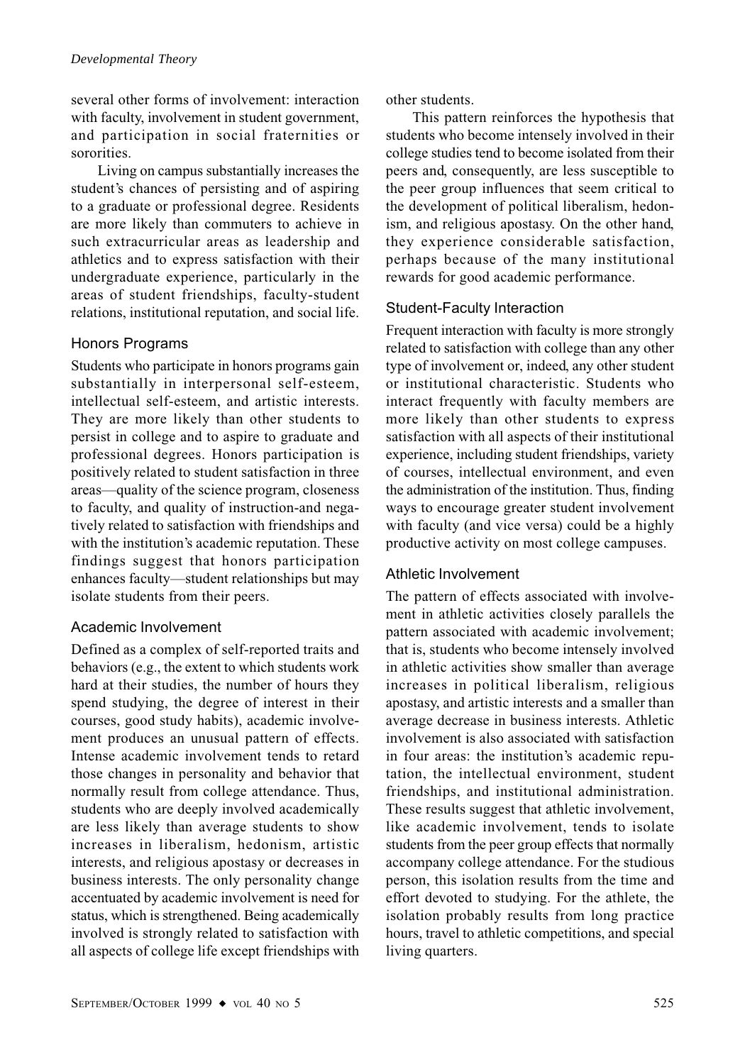several other forms of involvement: interaction with faculty, involvement in student government, and participation in social fraternities or sororities.

Living on campus substantially increases the student's chances of persisting and of aspiring to a graduate or professional degree. Residents are more likely than commuters to achieve in such extracurricular areas as leadership and athletics and to express satisfaction with their undergraduate experience, particularly in the areas of student friendships, faculty-student relations, institutional reputation, and social life.

### Honors Programs

Students who participate in honors programs gain substantially in interpersonal self-esteem, intellectual self-esteem, and artistic interests. They are more likely than other students to persist in college and to aspire to graduate and professional degrees. Honors participation is positively related to student satisfaction in three areas—quality of the science program, closeness to faculty, and quality of instruction-and negatively related to satisfaction with friendships and with the institution's academic reputation. These findings suggest that honors participation enhances faculty—student relationships but may isolate students from their peers.

### Academic Involvement

Defined as a complex of self-reported traits and behaviors (e.g., the extent to which students work hard at their studies, the number of hours they spend studying, the degree of interest in their courses, good study habits), academic involvement produces an unusual pattern of effects. Intense academic involvement tends to retard those changes in personality and behavior that normally result from college attendance. Thus, students who are deeply involved academically are less likely than average students to show increases in liberalism, hedonism, artistic interests, and religious apostasy or decreases in business interests. The only personality change accentuated by academic involvement is need for status, which is strengthened. Being academically involved is strongly related to satisfaction with all aspects of college life except friendships with other students.

This pattern reinforces the hypothesis that students who become intensely involved in their college studies tend to become isolated from their peers and, consequently, are less susceptible to the peer group influences that seem critical to the development of political liberalism, hedonism, and religious apostasy. On the other hand, they experience considerable satisfaction, perhaps because of the many institutional rewards for good academic performance.

### Student-Faculty Interaction

Frequent interaction with faculty is more strongly related to satisfaction with college than any other type of involvement or, indeed, any other student or institutional characteristic. Students who interact frequently with faculty members are more likely than other students to express satisfaction with all aspects of their institutional experience, including student friendships, variety of courses, intellectual environment, and even the administration of the institution. Thus, finding ways to encourage greater student involvement with faculty (and vice versa) could be a highly productive activity on most college campuses.

### Athletic Involvement

The pattern of effects associated with involvement in athletic activities closely parallels the pattern associated with academic involvement; that is, students who become intensely involved in athletic activities show smaller than average increases in political liberalism, religious apostasy, and artistic interests and a smaller than average decrease in business interests. Athletic involvement is also associated with satisfaction in four areas: the institution's academic reputation, the intellectual environment, student friendships, and institutional administration. These results suggest that athletic involvement, like academic involvement, tends to isolate students from the peer group effects that normally accompany college attendance. For the studious person, this isolation results from the time and effort devoted to studying. For the athlete, the isolation probably results from long practice hours, travel to athletic competitions, and special living quarters.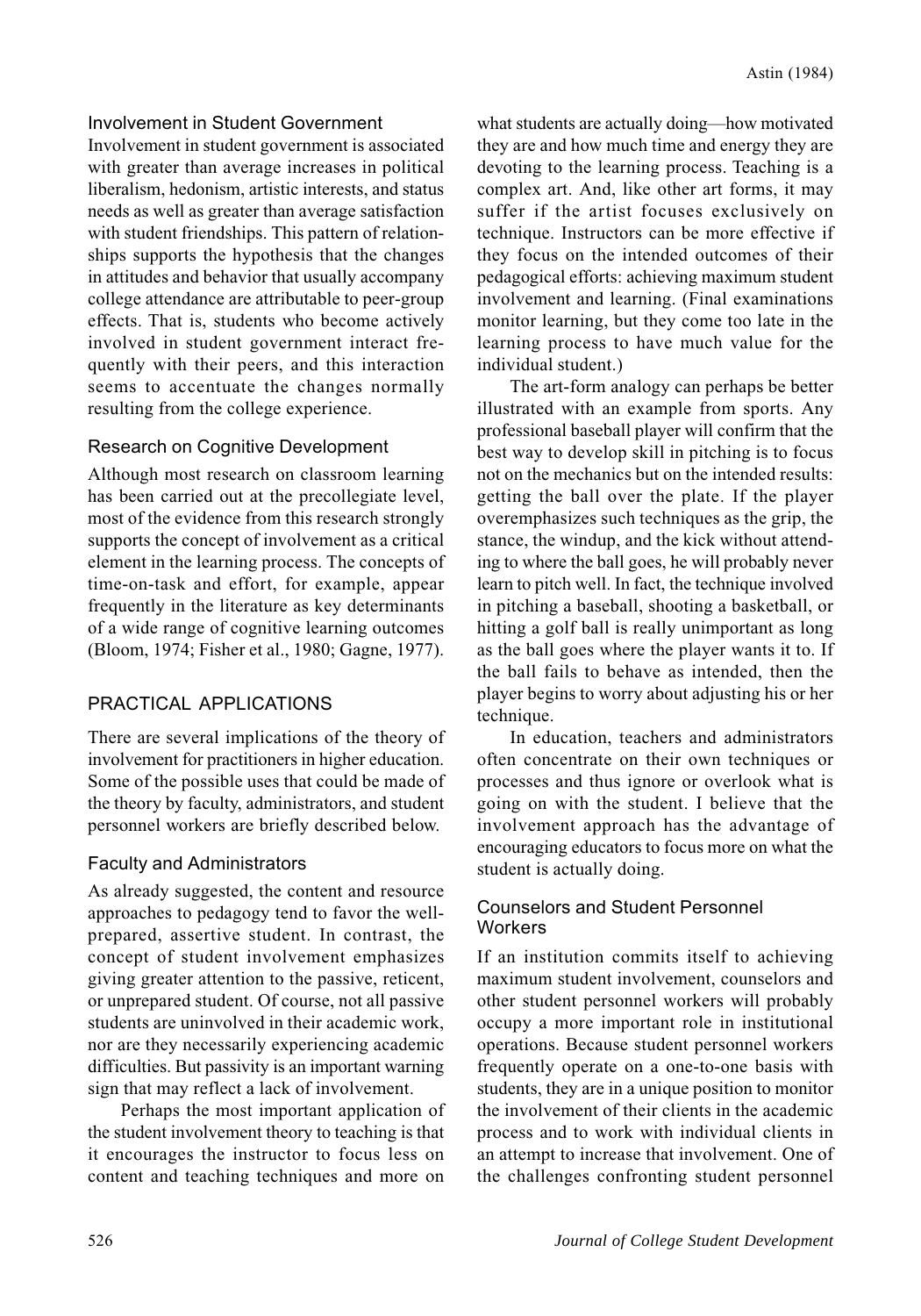### Involvement in Student Government

Involvement in student government is associated with greater than average increases in political liberalism, hedonism, artistic interests, and status needs as well as greater than average satisfaction with student friendships. This pattern of relationships supports the hypothesis that the changes in attitudes and behavior that usually accompany college attendance are attributable to peer-group effects. That is, students who become actively involved in student government interact frequently with their peers, and this interaction seems to accentuate the changes normally resulting from the college experience.

### Research on Cognitive Development

Although most research on classroom learning has been carried out at the precollegiate level, most of the evidence from this research strongly supports the concept of involvement as a critical element in the learning process. The concepts of time-on-task and effort, for example, appear frequently in the literature as key determinants of a wide range of cognitive learning outcomes (Bloom, 1974; Fisher et al., 1980; Gagne, 1977).

## PRACTICAL APPLICATIONS

There are several implications of the theory of involvement for practitioners in higher education. Some of the possible uses that could be made of the theory by faculty, administrators, and student personnel workers are briefly described below.

### Faculty and Administrators

As already suggested, the content and resource approaches to pedagogy tend to favor the well-prepared, assertive student. In contrast, the concept of student involvement emphasizes giving greater attention to the passive, reticent, or unprepared student. Of course, not all passive students are uninvolved in their academic work, nor are they necessarily experiencing academic difficulties. But passivity is an important warning sign that may reflect a lack of involvement.

Perhaps the most important application of the student involvement theory to teaching is that it encourages the instructor to focus less on content and teaching techniques and more on what students are actually doing—how motivated they are and how much time and energy they are devoting to the learning process. Teaching is a complex art. And, like other art forms, it may suffer if the artist focuses exclusively on technique. Instructors can be more effective if they focus on the intended outcomes of their pedagogical efforts: achieving maximum student involvement and learning. (Final examinations monitor learning, but they come too late in the learning process to have much value for the individual student.)

The art-form analogy can perhaps be better illustrated with an example from sports. Any professional baseball player will confirm that the best way to develop skill in pitching is to focus not on the mechanics but on the intended results: getting the ball over the plate. If the player overemphasizes such techniques as the grip, the stance, the windup, and the kick without attending to where the ball goes, he will probably never learn to pitch well. In fact, the technique involved in pitching a baseball, shooting a basketball, or hitting a golf ball is really unimportant as long as the ball goes where the player wants it to. If the ball fails to behave as intended, then the player begins to worry about adjusting his or her technique.

In education, teachers and administrators often concentrate on their own techniques or processes and thus ignore or overlook what is going on with the student. I believe that the involvement approach has the advantage of encouraging educators to focus more on what the student is actually doing.

### Counselors and Student Personnel Workers

If an institution commits itself to achieving maximum student involvement, counselors and other student personnel workers will probably occupy a more important role in institutional operations. Because student personnel workers frequently operate on a one-to-one basis with students, they are in a unique position to monitor the involvement of their clients in the academic process and to work with individual clients in an attempt to increase that involvement. One of the challenges confronting student personnel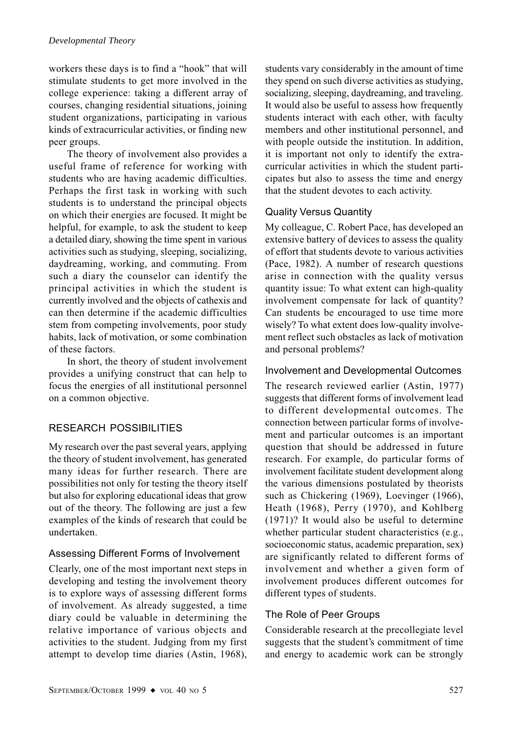workers these days is to find a "hook" that will stimulate students to get more involved in the college experience: taking a different array of courses, changing residential situations, joining student organizations, participating in various kinds of extracurricular activities, or finding new peer groups.

The theory of involvement also provides a useful frame of reference for working with students who are having academic difficulties. Perhaps the first task in working with such students is to understand the principal objects on which their energies are focused. It might be helpful, for example, to ask the student to keep a detailed diary, showing the time spent in various activities such as studying, sleeping, socializing, daydreaming, working, and commuting. From such a diary the counselor can identify the principal activities in which the student is currently involved and the objects of cathexis and can then determine if the academic difficulties stem from competing involvements, poor study habits, lack of motivation, or some combination of these factors.

In short, the theory of student involvement provides a unifying construct that can help to focus the energies of all institutional personnel on a common objective.

## RESEARCH POSSIBILITIES

My research over the past several years, applying the theory of student involvement, has generated many ideas for further research. There are possibilities not only for testing the theory itself but also for exploring educational ideas that grow out of the theory. The following are just a few examples of the kinds of research that could be undertaken.

### Assessing Different Forms of Involvement

Clearly, one of the most important next steps in developing and testing the involvement theory is to explore ways of assessing different forms of involvement. As already suggested, a time diary could be valuable in determining the relative importance of various objects and activities to the student. Judging from my first attempt to develop time diaries (Astin, 1968), students vary considerably in the amount of time they spend on such diverse activities as studying, socializing, sleeping, daydreaming, and traveling. It would also be useful to assess how frequently students interact with each other, with faculty members and other institutional personnel, and with people outside the institution. In addition, it is important not only to identify the extracurricular activities in which the student participates but also to assess the time and energy that the student devotes to each activity.

### Quality Versus Quantity

My colleague, C. Robert Pace, has developed an extensive battery of devices to assess the quality of effort that students devote to various activities (Pace, 1982). A number of research questions arise in connection with the quality versus quantity issue: To what extent can high-quality involvement compensate for lack of quantity? Can students be encouraged to use time more wisely? To what extent does low-quality involvement reflect such obstacles as lack of motivation and personal problems?

### Involvement and Developmental Outcomes

The research reviewed earlier (Astin, 1977) suggests that different forms of involvement lead to different developmental outcomes. The connection between particular forms of involvement and particular outcomes is an important question that should be addressed in future research. For example, do particular forms of involvement facilitate student development along the various dimensions postulated by theorists such as Chickering (1969), Loevinger (1966), Heath (1968), Perry (1970), and Kohlberg (1971)? It would also be useful to determine whether particular student characteristics (e.g., socioeconomic status, academic preparation, sex) are significantly related to different forms of involvement and whether a given form of involvement produces different outcomes for different types of students.

### The Role of Peer Groups

Considerable research at the precollegiate level suggests that the student's commitment of time and energy to academic work can be strongly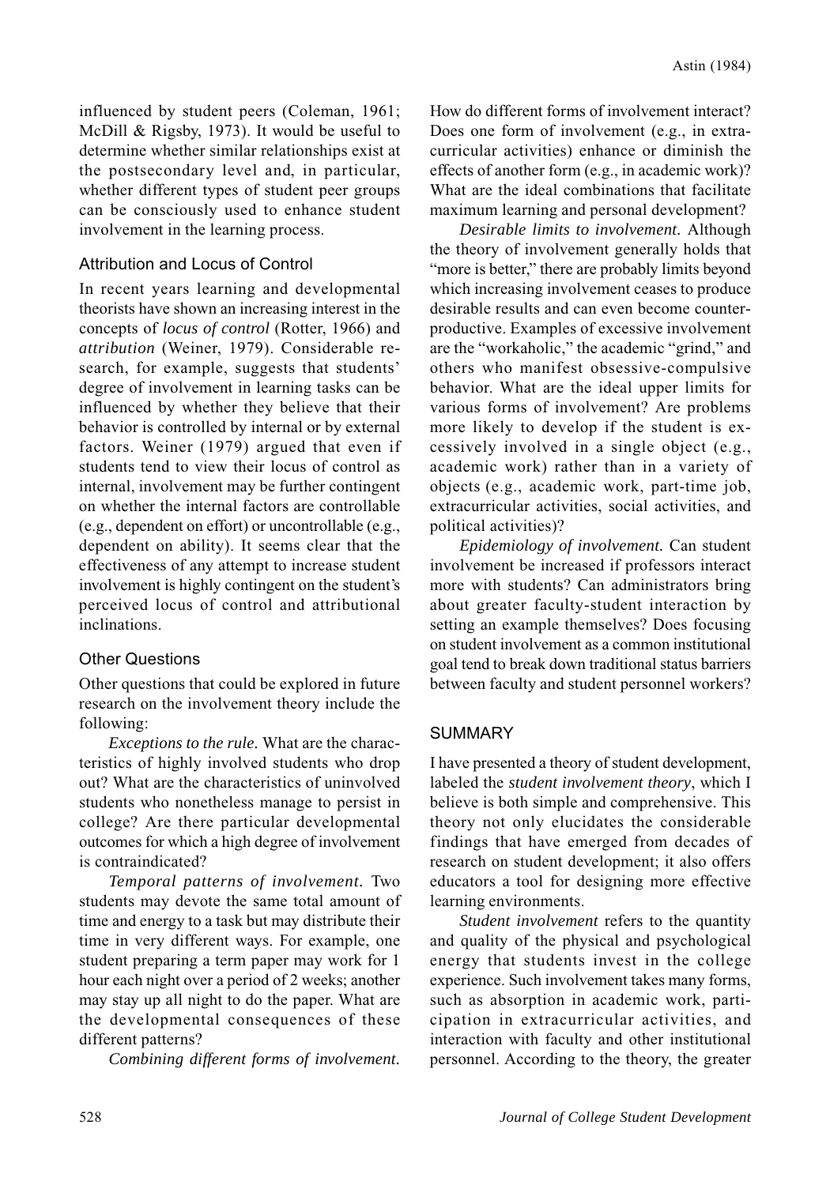influenced by student peers (Coleman, 1961; McDill & Rigsby, 1973). It would be useful to determine whether similar relationships exist at the postsecondary level and, in particular, whether different types of student peer groups can be consciously used to enhance student involvement in the learning process.

### Attribution and Locus of Control

In recent years learning and developmental theorists have shown an increasing interest in the concepts of *locus of control* (Rotter, 1966) and *attribution* (Weiner, 1979). Considerable research, for example, suggests that students' degree of involvement in learning tasks can be influenced by whether they believe that their behavior is controlled by internal or by external factors. Weiner (1979) argued that even if students tend to view their locus of control as internal, involvement may be further contingent on whether the internal factors are controllable (e.g., dependent on effort) or uncontrollable (e.g., dependent on ability). It seems clear that the effectiveness of any attempt to increase student involvement is highly contingent on the student's perceived locus of control and attributional inclinations.

### Other Questions

Other questions that could be explored in future research on the involvement theory include the following:

*Exceptions to the rule.* What are the characteristics of highly involved students who drop out? What are the characteristics of uninvolved students who nonetheless manage to persist in college? Are there particular developmental outcomes for which a high degree of involvement is contraindicated?

*Temporal patterns of involvement.* Two students may devote the same total amount of time and energy to a task but may distribute their time in very different ways. For example, one student preparing a term paper may work for 1 hour each night over a period of 2 weeks; another may stay up all night to do the paper. What are the developmental consequences of these different patterns?

*Combining different forms of involvement.* How do different forms of involvement interact? Does one form of involvement (e.g., in extracurricular activities) enhance or diminish the effects of another form (e.g., in academic work)? What are the ideal combinations that facilitate maximum learning and personal development?

*Desirable limits to involvement.* Although the theory of involvement generally holds that "more is better," there are probably limits beyond which increasing involvement ceases to produce desirable results and can even become counterproductive. Examples of excessive involvement are the "workaholic," the academic "grind," and others who manifest obsessive-compulsive behavior. What are the ideal upper limits for various forms of involvement? Are problems more likely to develop if the student is excessively involved in a single object (e.g., academic work) rather than in a variety of objects (e.g., academic work, part-time job, extracurricular activities, social activities, and political activities)?

*Epidemiology of involvement.* Can student involvement be increased if professors interact more with students? Can administrators bring about greater faculty-student interaction by setting an example themselves? Does focusing on student involvement as a common institutional goal tend to break down traditional status barriers between faculty and student personnel workers?

## SUMMARY

I have presented a theory of student development, labeled the *student involvement theory*, which I believe is both simple and comprehensive. This theory not only elucidates the considerable findings that have emerged from decades of research on student development; it also offers educators a tool for designing more effective learning environments.

*Student involvement* refers to the quantity and quality of the physical and psychological energy that students invest in the college experience. Such involvement takes many forms, such as absorption in academic work, participation in extracurricular activities, and interaction with faculty and other institutional personnel. According to the theory, the greater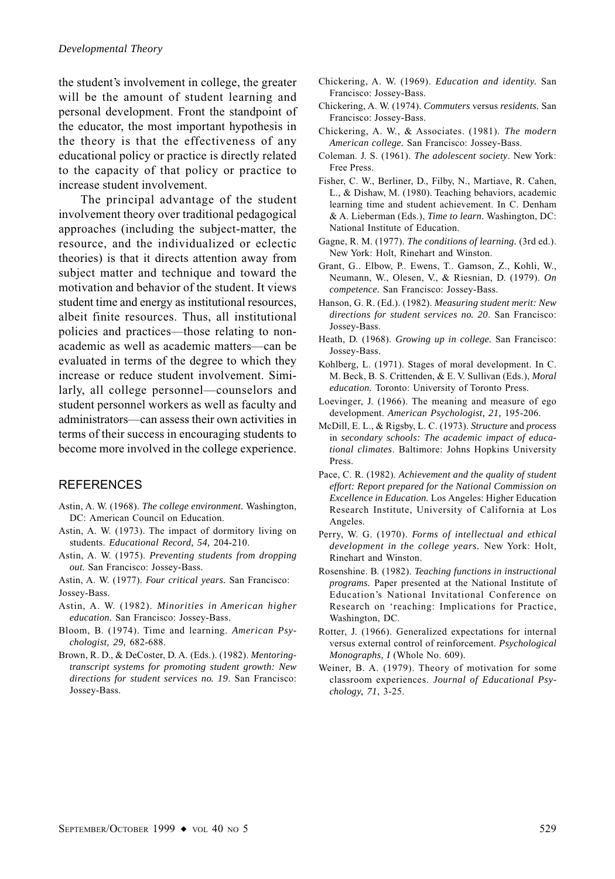the student's involvement in college, the greater will be the amount of student learning and personal development. Front the standpoint of the educator, the most important hypothesis in the theory is that the effectiveness of any educational policy or practice is directly related to the capacity of that policy or practice to increase student involvement.

The principal advantage of the student involvement theory over traditional pedagogical approaches (including the subject-matter, the resource, and the individualized or eclectic theories) is that it directs attention away from subject matter and technique and toward the motivation and behavior of the student. It views student time and energy as institutional resources, albeit finite resources. Thus, all institutional policies and practices—those relating to non-academic as well as academic matters—can be evaluated in terms of the degree to which they increase or reduce student involvement. Similarly, all college personnel—counselors and student personnel workers as well as faculty and administrators—can assess their own activities in terms of their success in encouraging students to become more involved in the college experience.

## REFERENCES

Astin, A. W. (1968). *The college environment.* Washington, DC: American Council on Education.

Astin, A. W. (1973). The impact of dormitory living on students. *Educational Record, 54,* 204-210.

Astin, A. W. (1975). *Preventing students from dropping out.* San Francisco: Jossey-Bass.

Astin, A. W. (1977). *Four critical years.* San Francisco: Jossey-Bass.

Astin, A. W. (1982). *Minorities in American higher education.* San Francisco: Jossey-Bass.

Bloom, B. (1974). Time and learning. *American Psychologist, 29,* 682-688.

Brown, R. D., & DeCoster, D. A. (Eds.). (1982). *Mentoring-transcript systems for promoting student growth: New directions for student services no. 19*. San Francisco: Jossey-Bass.

Chickering, A. W. (1969). *Education and identity.* San Francisco: Jossey-Bass.

Chickering, A. W. (1974). *Commuters* versus *residents.* San Francisco: Jossey-Bass.

Chickering, A. W., & Associates. (1981). *The modern American college.* San Francisco: Jossey-Bass.

Coleman. J. S. (1961). *The adolescent society*. New York: Free Press.

Fisher, C. W., Berliner, D., Filby, N., Martiave, R. Cahen, L., & Dishaw, M. (1980). Teaching behaviors, academic learning time and student achievement. In C. Denham & A. Lieberman (Eds.), *Time to learn.* Washington, DC: National Institute of Education.

Gagne, R. M. (1977). *The conditions of learning.* (3rd ed.). New York: Holt, Rinehart and Winston.

Grant, G.. Elbow, P.. Ewens, T.. Gamson, Z., Kohli, W., Neumann, W., Olesen, V., & Riesnian, D. (1979). *On competence.* San Francisco: Jossey-Bass.

Hanson, G. R. (Ed.). (1982). *Measuring student merit: New directions for student services no. 20*. San Francisco: Jossey-Bass.

Heath, D. (1968). *Growing up in college.* San Francisco: Jossey-Bass.

Kohlberg, L. (1971). Stages of moral development. In C. M. Beck, B. S. Crittenden, & E. V. Sullivan (Eds.), *Moral education.* Toronto: University of Toronto Press.

Loevinger, J. (1966). The meaning and measure of ego development. *American Psychologist, 21,* 195-206.

McDill, E. L., & Rigsby, L. C. (1973). *Structure* and *process* in *secondary schools: The academic impact of educational climates*. Baltimore: Johns Hopkins University Press.

Pace, C. R. (1982). *Achievement and the quality of student effort: Report prepared for the National Commission on Excellence in Education.* Los Angeles: Higher Education Research Institute, University of California at Los Angeles.

Perry, W. G. (1970). *Forms of intellectual and ethical development in the college years.* New York: Holt, Rinehart and Winston.

Rosenshine. B. (1982). *Teaching functions in instructional programs.* Paper presented at the National Institute of Education's National Invitational Conference on Research on 'reaching: Implications for Practice, Washington, DC.

Rotter, J. (1966). Generalized expectations for internal versus external control of reinforcement. *Psychological Monographs, I* (Whole No. 609).

Weiner, B. A. (1979). Theory of motivation for some classroom experiences. *Journal of Educational Psychology, 71*, 3-25.